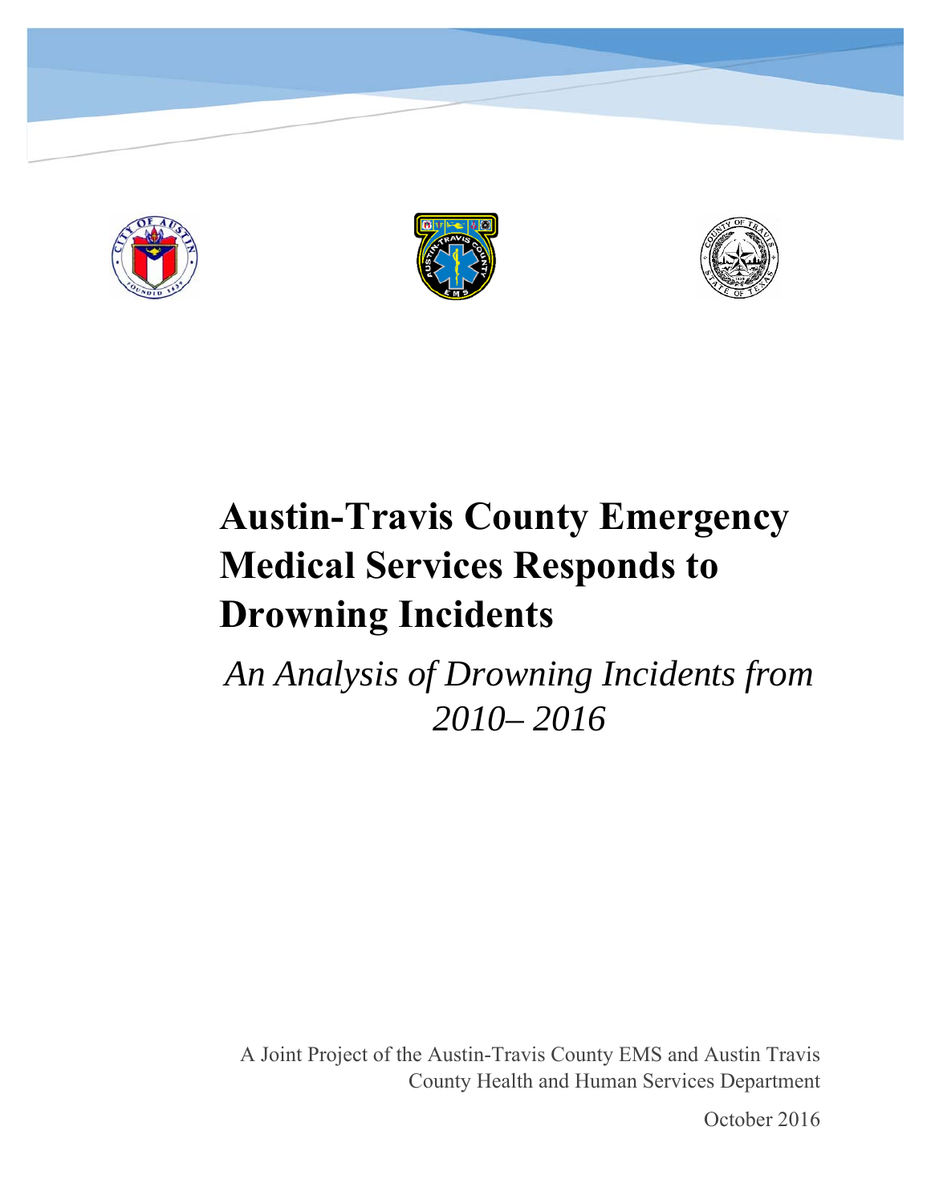# Austin-Travis County Emergency Medical Services Responds to Drowning Incidents

*An Analysis of Drowning Incidents from 2010– 2016*

A Joint Project of the Austin-Travis County EMS and Austin Travis County Health and Human Services Department

October 2016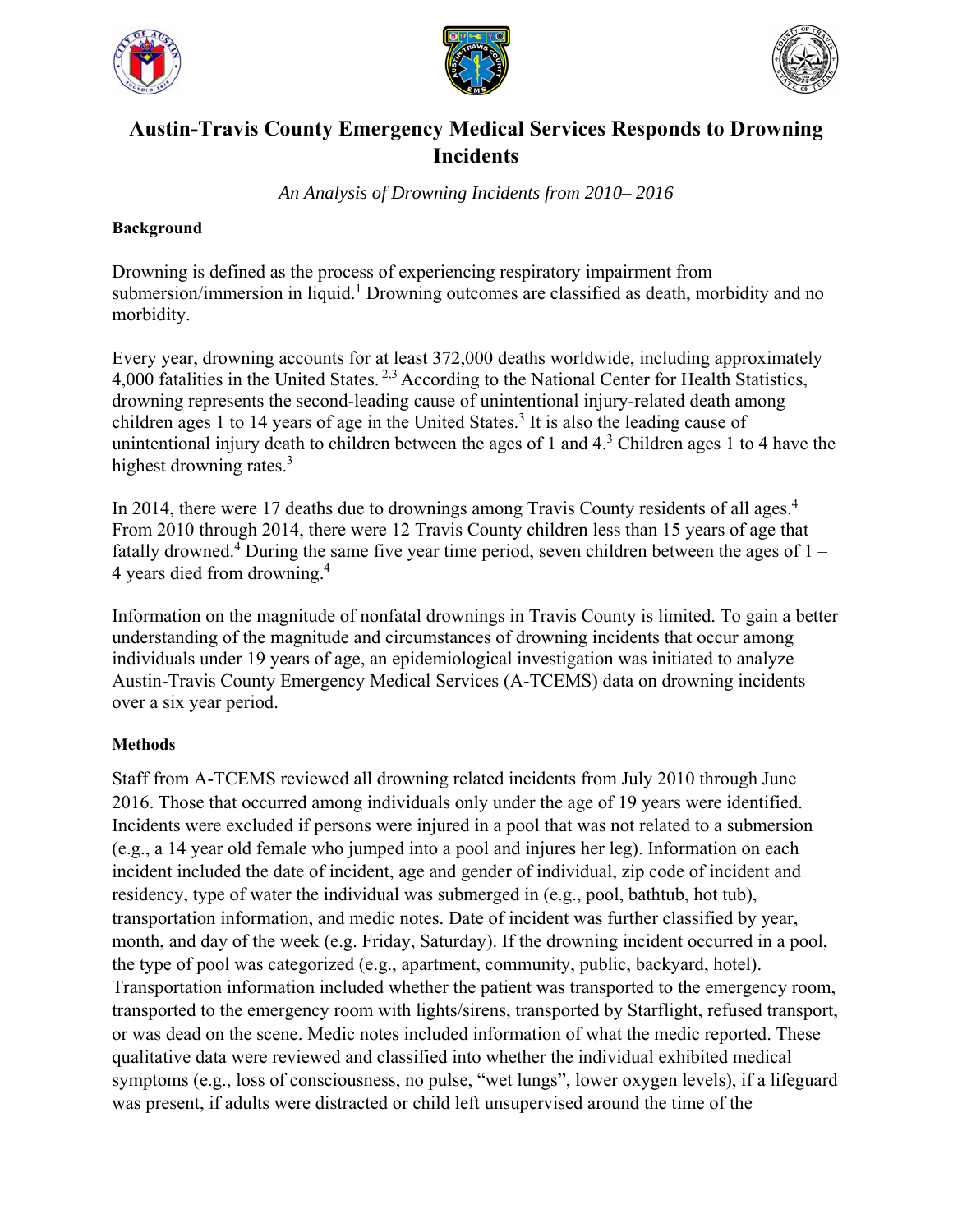# Austin-Travis County Emergency Medical Services Responds to Drowning Incidents

*An Analysis of Drowning Incidents from 2010– 2016*

**Background**

Drowning is defined as the process of experiencing respiratory impairment from submersion/immersion in liquid.[1] Drowning outcomes are classified as death, morbidity and no morbidity.

Every year, drowning accounts for at least 372,000 deaths worldwide, including approximately 4,000 fatalities in the United States.[2,3] According to the National Center for Health Statistics, drowning represents the second-leading cause of unintentional injury-related death among children ages 1 to 14 years of age in the United States.[3] It is also the leading cause of unintentional injury death to children between the ages of 1 and 4.[3] Children ages 1 to 4 have the highest drowning rates.[3]

In 2014, there were 17 deaths due to drownings among Travis County residents of all ages.[4] From 2010 through 2014, there were 12 Travis County children less than 15 years of age that fatally drowned.[4] During the same five year time period, seven children between the ages of 1 – 4 years died from drowning.[4]

Information on the magnitude of nonfatal drownings in Travis County is limited. To gain a better understanding of the magnitude and circumstances of drowning incidents that occur among individuals under 19 years of age, an epidemiological investigation was initiated to analyze Austin-Travis County Emergency Medical Services (A-TCEMS) data on drowning incidents over a six year period.

**Methods**

Staff from A-TCEMS reviewed all drowning related incidents from July 2010 through June 2016. Those that occurred among individuals only under the age of 19 years were identified. Incidents were excluded if persons were injured in a pool that was not related to a submersion (e.g., a 14 year old female who jumped into a pool and injures her leg). Information on each incident included the date of incident, age and gender of individual, zip code of incident and residency, type of water the individual was submerged in (e.g., pool, bathtub, hot tub), transportation information, and medic notes. Date of incident was further classified by year, month, and day of the week (e.g. Friday, Saturday). If the drowning incident occurred in a pool, the type of pool was categorized (e.g., apartment, community, public, backyard, hotel). Transportation information included whether the patient was transported to the emergency room, transported to the emergency room with lights/sirens, transported by Starflight, refused transport, or was dead on the scene. Medic notes included information of what the medic reported. These qualitative data were reviewed and classified into whether the individual exhibited medical symptoms (e.g., loss of consciousness, no pulse, "wet lungs", lower oxygen levels), if a lifeguard was present, if adults were distracted or child left unsupervised around the time of the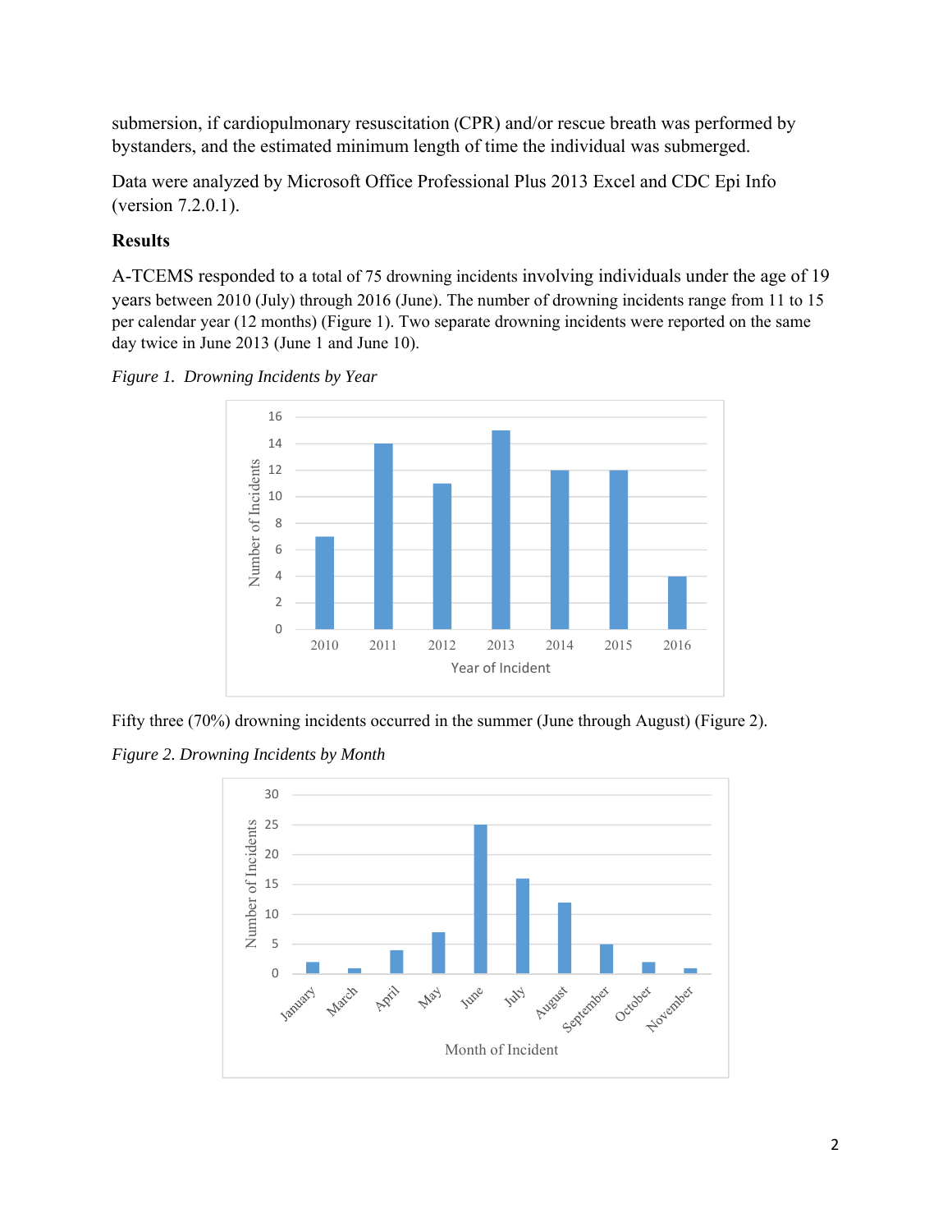submersion, if cardiopulmonary resuscitation (CPR) and/or rescue breath was performed by bystanders, and the estimated minimum length of time the individual was submerged.

Data were analyzed by Microsoft Office Professional Plus 2013 Excel and CDC Epi Info (version 7.2.0.1).

### Results

A-TCEMS responded to a total of 75 drowning incidents involving individuals under the age of 19 years between 2010 (July) through 2016 (June). The number of drowning incidents range from 11 to 15 per calendar year (12 months) (Figure 1). Two separate drowning incidents were reported on the same day twice in June 2013 (June 1 and June 10).

*Figure 1. Drowning Incidents by Year*

Fifty three (70%) drowning incidents occurred in the summer (June through August) (Figure 2).

*Figure 2. Drowning Incidents by Month*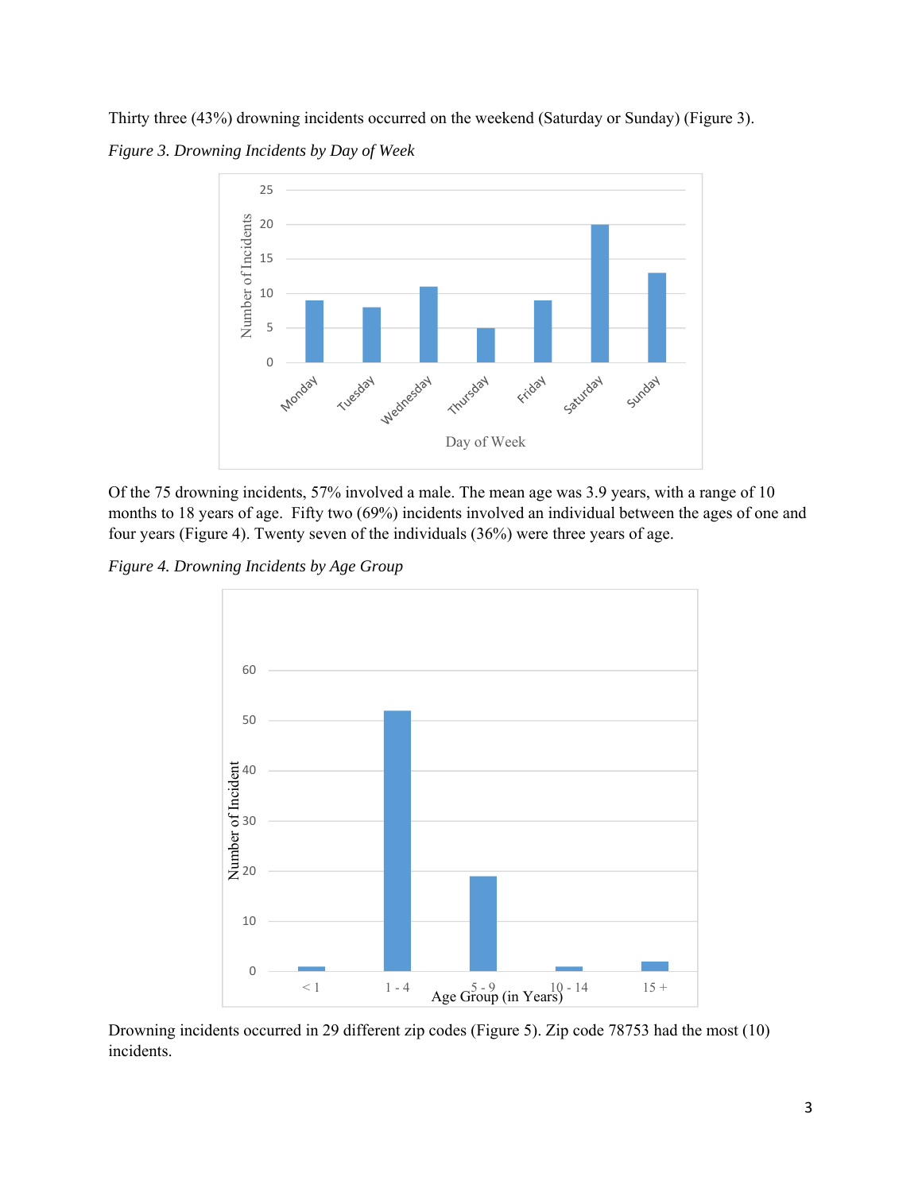Thirty three (43%) drowning incidents occurred on the weekend (Saturday or Sunday) (Figure 3).

*Figure 3. Drowning Incidents by Day of Week*

Of the 75 drowning incidents, 57% involved a male. The mean age was 3.9 years, with a range of 10 months to 18 years of age. Fifty two (69%) incidents involved an individual between the ages of one and four years (Figure 4). Twenty seven of the individuals (36%) were three years of age.

*Figure 4. Drowning Incidents by Age Group*

Drowning incidents occurred in 29 different zip codes (Figure 5). Zip code 78753 had the most (10) incidents.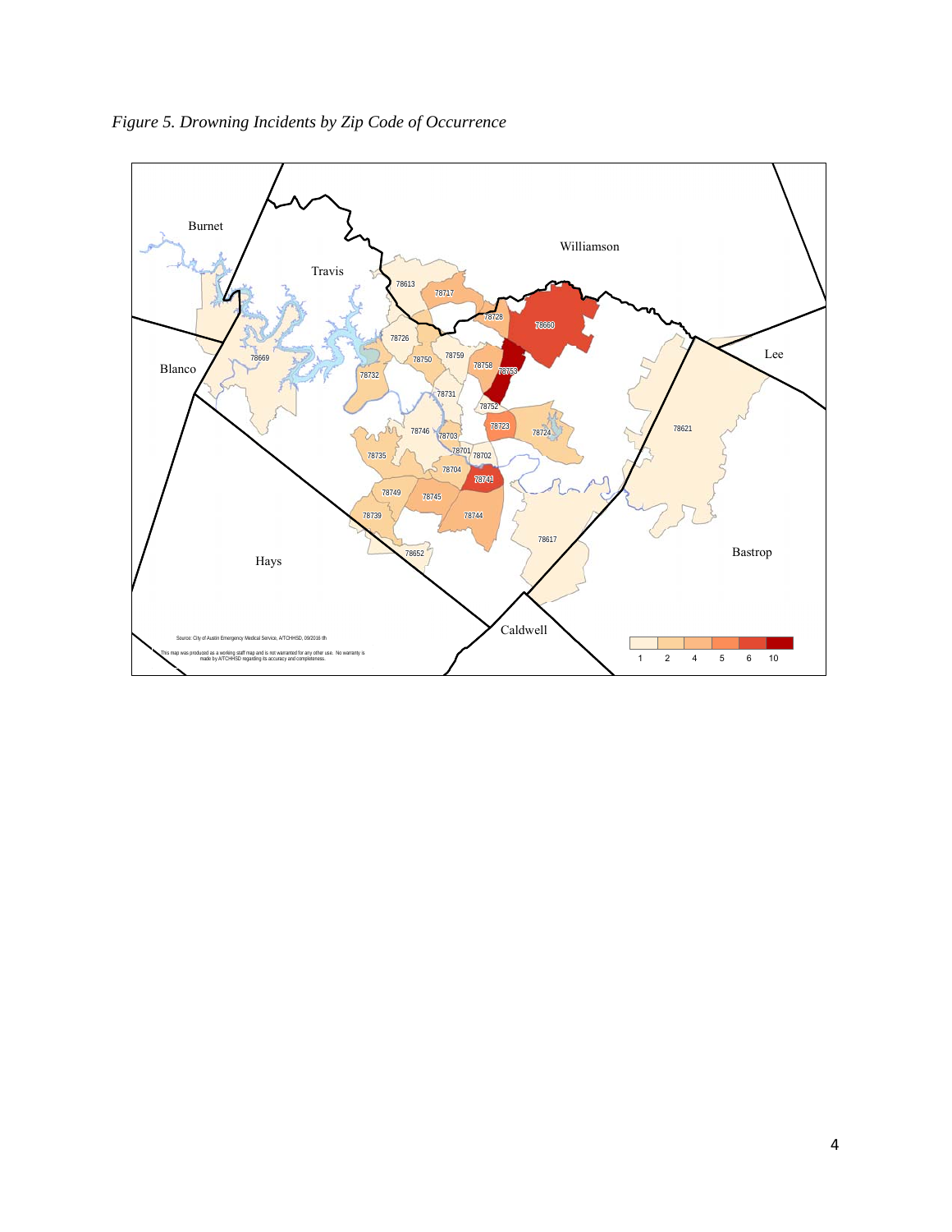*Figure 5. Drowning Incidents by Zip Code of Occurrence*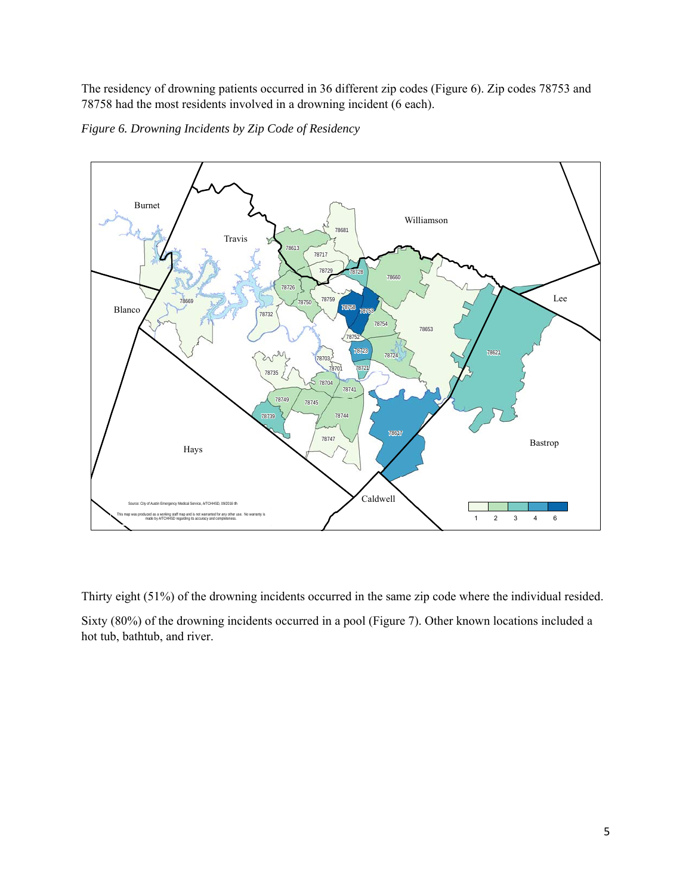The residency of drowning patients occurred in 36 different zip codes (Figure 6). Zip codes 78753 and 78758 had the most residents involved in a drowning incident (6 each).

*Figure 6. Drowning Incidents by Zip Code of Residency*

Thirty eight (51%) of the drowning incidents occurred in the same zip code where the individual resided.

Sixty (80%) of the drowning incidents occurred in a pool (Figure 7). Other known locations included a hot tub, bathtub, and river.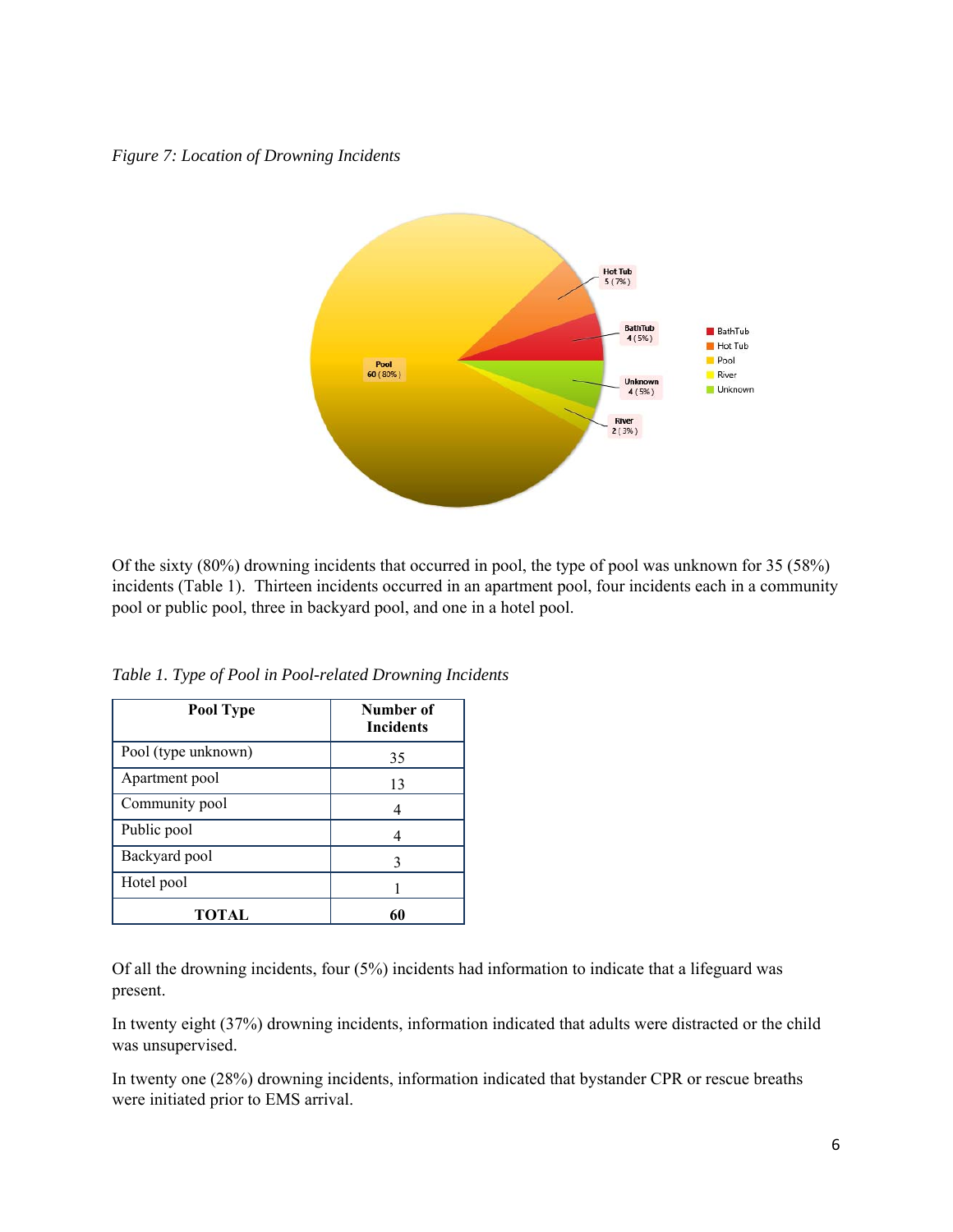*Figure 7: Location of Drowning Incidents*

Of the sixty (80%) drowning incidents that occurred in pool, the type of pool was unknown for 35 (58%) incidents (Table 1). Thirteen incidents occurred in an apartment pool, four incidents each in a community pool or public pool, three in backyard pool, and one in a hotel pool.

*Table 1. Type of Pool in Pool-related Drowning Incidents*

| Pool Type | Number of Incidents |
|---|---|
| Pool (type unknown) | 35 |
| Apartment pool | 13 |
| Community pool | 4 |
| Public pool | 4 |
| Backyard pool | 3 |
| Hotel pool | 1 |
| **TOTAL** | **60** |

Of all the drowning incidents, four (5%) incidents had information to indicate that a lifeguard was present.

In twenty eight (37%) drowning incidents, information indicated that adults were distracted or the child was unsupervised.

In twenty one (28%) drowning incidents, information indicated that bystander CPR or rescue breaths were initiated prior to EMS arrival.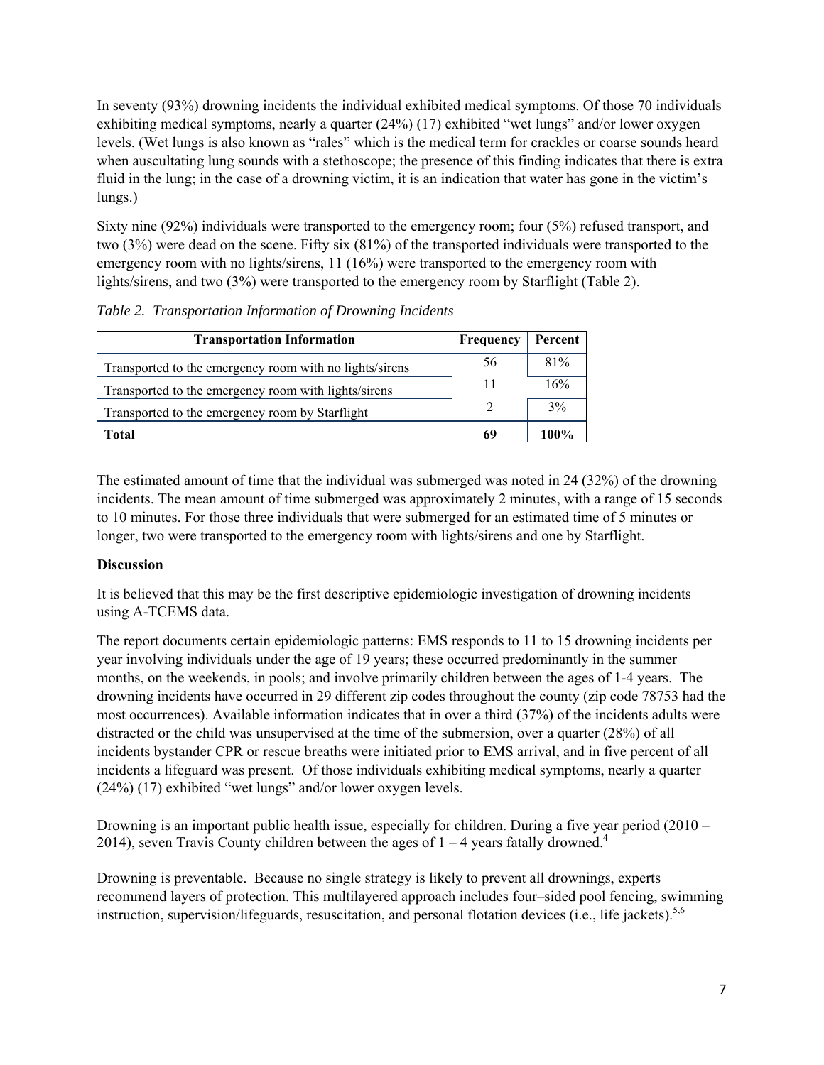In seventy (93%) drowning incidents the individual exhibited medical symptoms. Of those 70 individuals exhibiting medical symptoms, nearly a quarter (24%) (17) exhibited "wet lungs" and/or lower oxygen levels. (Wet lungs is also known as "rales" which is the medical term for crackles or coarse sounds heard when auscultating lung sounds with a stethoscope; the presence of this finding indicates that there is extra fluid in the lung; in the case of a drowning victim, it is an indication that water has gone in the victim's lungs.)

Sixty nine (92%) individuals were transported to the emergency room; four (5%) refused transport, and two (3%) were dead on the scene. Fifty six (81%) of the transported individuals were transported to the emergency room with no lights/sirens, 11 (16%) were transported to the emergency room with lights/sirens, and two (3%) were transported to the emergency room by Starflight (Table 2).

*Table 2. Transportation Information of Drowning Incidents*

| Transportation Information | Frequency | Percent |
|---|---|---|
| Transported to the emergency room with no lights/sirens | 56 | 81% |
| Transported to the emergency room with lights/sirens | 11 | 16% |
| Transported to the emergency room by Starflight | 2 | 3% |
| **Total** | **69** | **100%** |

The estimated amount of time that the individual was submerged was noted in 24 (32%) of the drowning incidents. The mean amount of time submerged was approximately 2 minutes, with a range of 15 seconds to 10 minutes. For those three individuals that were submerged for an estimated time of 5 minutes or longer, two were transported to the emergency room with lights/sirens and one by Starflight.

**Discussion**

It is believed that this may be the first descriptive epidemiologic investigation of drowning incidents using A-TCEMS data.

The report documents certain epidemiologic patterns: EMS responds to 11 to 15 drowning incidents per year involving individuals under the age of 19 years; these occurred predominantly in the summer months, on the weekends, in pools; and involve primarily children between the ages of 1-4 years. The drowning incidents have occurred in 29 different zip codes throughout the county (zip code 78753 had the most occurrences). Available information indicates that in over a third (37%) of the incidents adults were distracted or the child was unsupervised at the time of the submersion, over a quarter (28%) of all incidents bystander CPR or rescue breaths were initiated prior to EMS arrival, and in five percent of all incidents a lifeguard was present. Of those individuals exhibiting medical symptoms, nearly a quarter (24%) (17) exhibited "wet lungs" and/or lower oxygen levels.

Drowning is an important public health issue, especially for children. During a five year period (2010 – 2014), seven Travis County children between the ages of 1 – 4 years fatally drowned.[4]

Drowning is preventable. Because no single strategy is likely to prevent all drownings, experts recommend layers of protection. This multilayered approach includes four–sided pool fencing, swimming instruction, supervision/lifeguards, resuscitation, and personal flotation devices (i.e., life jackets).[5,6]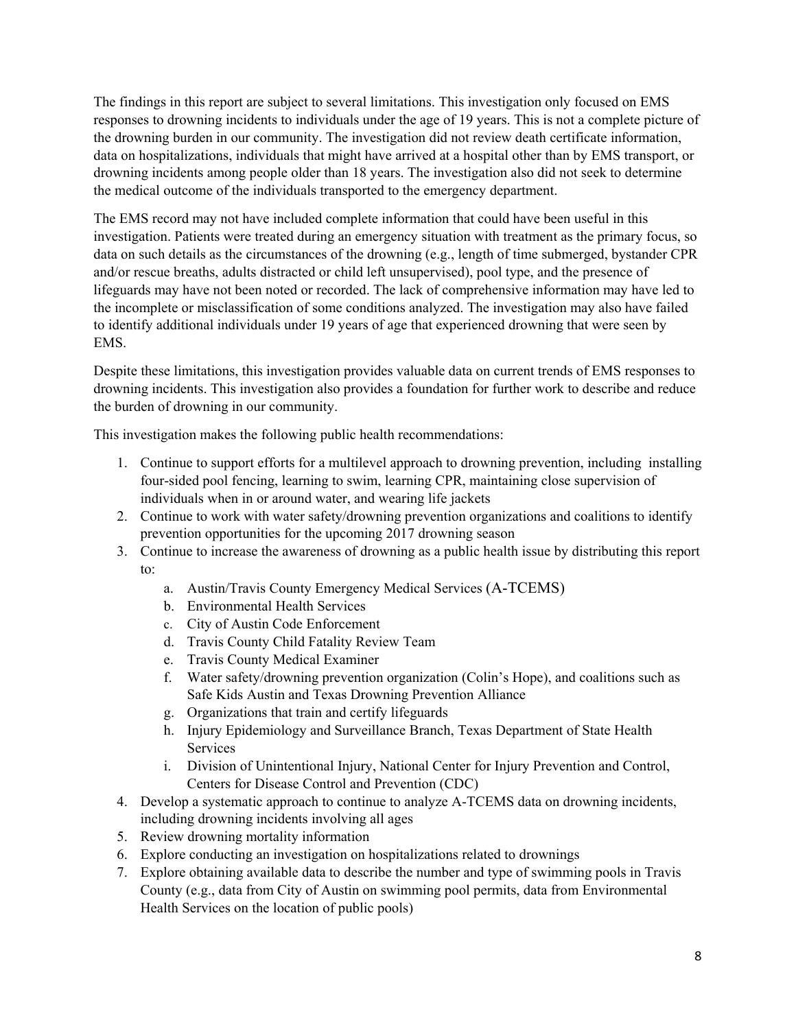The findings in this report are subject to several limitations. This investigation only focused on EMS responses to drowning incidents to individuals under the age of 19 years. This is not a complete picture of the drowning burden in our community. The investigation did not review death certificate information, data on hospitalizations, individuals that might have arrived at a hospital other than by EMS transport, or drowning incidents among people older than 18 years. The investigation also did not seek to determine the medical outcome of the individuals transported to the emergency department.

The EMS record may not have included complete information that could have been useful in this investigation. Patients were treated during an emergency situation with treatment as the primary focus, so data on such details as the circumstances of the drowning (e.g., length of time submerged, bystander CPR and/or rescue breaths, adults distracted or child left unsupervised), pool type, and the presence of lifeguards may have not been noted or recorded. The lack of comprehensive information may have led to the incomplete or misclassification of some conditions analyzed. The investigation may also have failed to identify additional individuals under 19 years of age that experienced drowning that were seen by EMS.

Despite these limitations, this investigation provides valuable data on current trends of EMS responses to drowning incidents. This investigation also provides a foundation for further work to describe and reduce the burden of drowning in our community.

This investigation makes the following public health recommendations:

1. Continue to support efforts for a multilevel approach to drowning prevention, including installing four-sided pool fencing, learning to swim, learning CPR, maintaining close supervision of individuals when in or around water, and wearing life jackets
2. Continue to work with water safety/drowning prevention organizations and coalitions to identify prevention opportunities for the upcoming 2017 drowning season
3. Continue to increase the awareness of drowning as a public health issue by distributing this report to:
    a. Austin/Travis County Emergency Medical Services (A-TCEMS)
    b. Environmental Health Services
    c. City of Austin Code Enforcement
    d. Travis County Child Fatality Review Team
    e. Travis County Medical Examiner
    f. Water safety/drowning prevention organization (Colin's Hope), and coalitions such as Safe Kids Austin and Texas Drowning Prevention Alliance
    g. Organizations that train and certify lifeguards
    h. Injury Epidemiology and Surveillance Branch, Texas Department of State Health Services
    i. Division of Unintentional Injury, National Center for Injury Prevention and Control, Centers for Disease Control and Prevention (CDC)
4. Develop a systematic approach to continue to analyze A-TCEMS data on drowning incidents, including drowning incidents involving all ages
5. Review drowning mortality information
6. Explore conducting an investigation on hospitalizations related to drownings
7. Explore obtaining available data to describe the number and type of swimming pools in Travis County (e.g., data from City of Austin on swimming pool permits, data from Environmental Health Services on the location of public pools)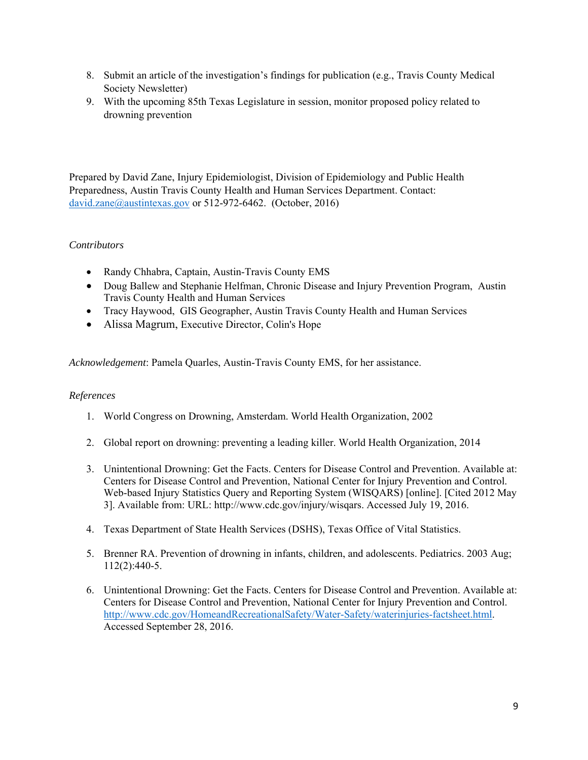8. Submit an article of the investigation's findings for publication (e.g., Travis County Medical Society Newsletter)
9. With the upcoming 85th Texas Legislature in session, monitor proposed policy related to drowning prevention

Prepared by David Zane, Injury Epidemiologist, Division of Epidemiology and Public Health Preparedness, Austin Travis County Health and Human Services Department. Contact: david.zane@austintexas.gov or 512-972-6462. (October, 2016)

*Contributors*

- Randy Chhabra, Captain, Austin-Travis County EMS
- Doug Ballew and Stephanie Helfman, Chronic Disease and Injury Prevention Program, Austin Travis County Health and Human Services
- Tracy Haywood, GIS Geographer, Austin Travis County Health and Human Services
- Alissa Magrum, Executive Director, Colin's Hope

*Acknowledgement*: Pamela Quarles, Austin-Travis County EMS, for her assistance.

*References*

1. World Congress on Drowning, Amsterdam. World Health Organization, 2002

2. Global report on drowning: preventing a leading killer. World Health Organization, 2014

3. Unintentional Drowning: Get the Facts. Centers for Disease Control and Prevention. Available at: Centers for Disease Control and Prevention, National Center for Injury Prevention and Control. Web-based Injury Statistics Query and Reporting System (WISQARS) [online]. [Cited 2012 May 3]. Available from: URL: http://www.cdc.gov/injury/wisqars. Accessed July 19, 2016.

4. Texas Department of State Health Services (DSHS), Texas Office of Vital Statistics.

5. Brenner RA. Prevention of drowning in infants, children, and adolescents. Pediatrics. 2003 Aug; 112(2):440-5.

6. Unintentional Drowning: Get the Facts. Centers for Disease Control and Prevention. Available at: Centers for Disease Control and Prevention, National Center for Injury Prevention and Control. http://www.cdc.gov/HomeandRecreationalSafety/Water-Safety/waterinjuries-factsheet.html. Accessed September 28, 2016.